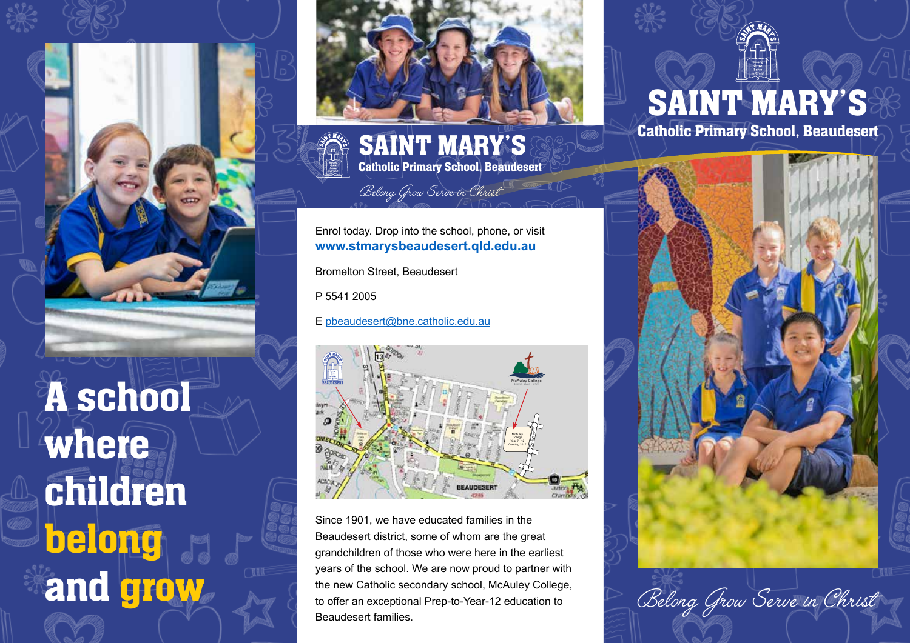# A school where children belong and grow

## SAINT MARY'S

### Catholic Primary School, Beaudesert

*Belong Grow Serve in Christ*

Enrol today. Drop into the school, phone, or visit **www.stmarysbeaudesert.qld.edu.au**

Bromelton Street, Beaudesert

P 5541 2005

E pbeaudesert@bne.catholic.edu.au

Since 1901, we have educated families in the Beaudesert district, some of whom are the great grandchildren of those who were here in the earliest years of the school. We are now proud to partner with the new Catholic secondary school, McAuley College, to offer an exceptional Prep-to-Year-12 education to Beaudesert families.

## SAINT MARY'S

### Catholic Primary School, Beaudesert

*Belong Grow Serve in Christ*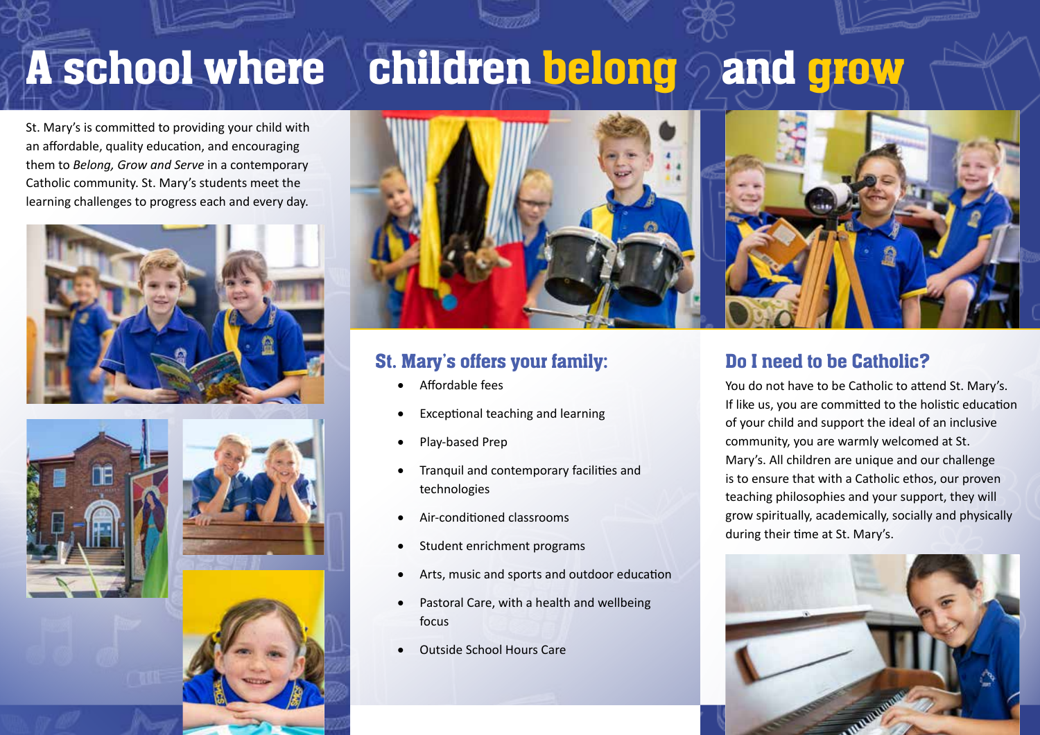# A school where children belong and grow

St. Mary's is committed to providing your child with an affordable, quality education, and encouraging them to *Belong, Grow and Serve* in a contemporary Catholic community. St. Mary's students meet the learning challenges to progress each and every day.

## St. Mary's offers your family:

- Affordable fees
- Exceptional teaching and learning
- Play-based Prep
- Tranquil and contemporary facilities and technologies
- Air-conditioned classrooms
- Student enrichment programs
- Arts, music and sports and outdoor education
- Pastoral Care, with a health and wellbeing focus
- Outside School Hours Care

## Do I need to be Catholic?

You do not have to be Catholic to attend St. Mary's. If like us, you are committed to the holistic education of your child and support the ideal of an inclusive community, you are warmly welcomed at St. Mary's. All children are unique and our challenge is to ensure that with a Catholic ethos, our proven teaching philosophies and your support, they will grow spiritually, academically, socially and physically during their time at St. Mary's.